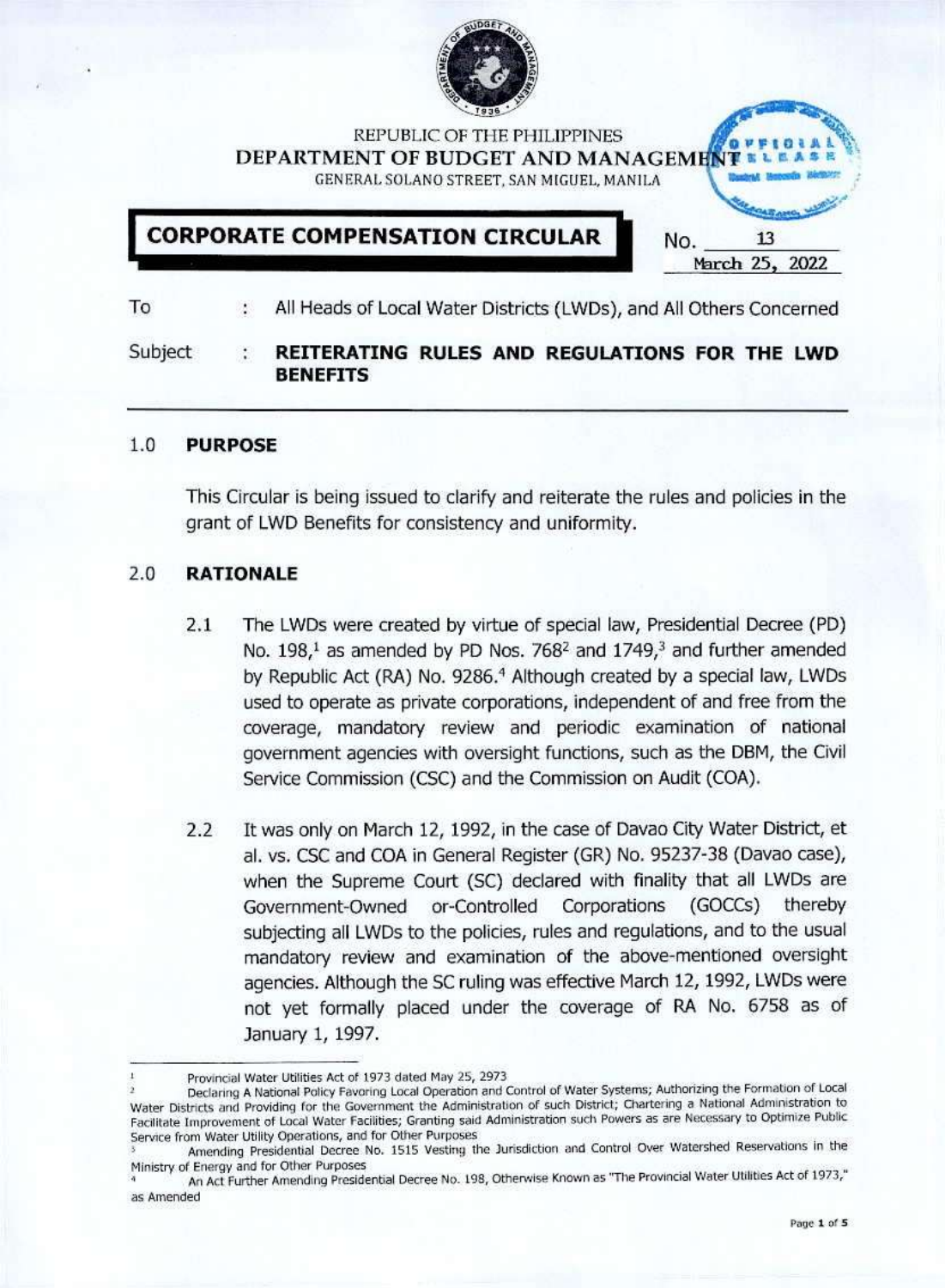REPUBLIC OF THE PHILIPPINES

**DEPARTMENT OF BUDGET AND MANAGEMENT**

GENERAL SOLANO STREET, SAN MIGUEL, MANILA

# CORPORATE COMPENSATION CIRCULAR

No. 13

March 25, 2022

To : All Heads of Local Water Districts (LWDs), and All Others Concerned

Subject : **REITERATING RULES AND REGULATIONS FOR THE LWD BENEFITS**

## 1.0 PURPOSE

This Circular is being issued to clarify and reiterate the rules and policies in the grant of LWD Benefits for consistency and uniformity.

## 2.0 RATIONALE

2.1 The LWDs were created by virtue of special law, Presidential Decree (PD) No. 198,[1] as amended by PD Nos. 768[2] and 1749,[3] and further amended by Republic Act (RA) No. 9286.[4] Although created by a special law, LWDs used to operate as private corporations, independent of and free from the coverage, mandatory review and periodic examination of national government agencies with oversight functions, such as the DBM, the Civil Service Commission (CSC) and the Commission on Audit (COA).

2.2 It was only on March 12, 1992, in the case of Davao City Water District, et al. vs. CSC and COA in General Register (GR) No. 95237-38 (Davao case), when the Supreme Court (SC) declared with finality that all LWDs are Government-Owned or-Controlled Corporations (GOCCs) thereby subjecting all LWDs to the policies, rules and regulations, and to the usual mandatory review and examination of the above-mentioned oversight agencies. Although the SC ruling was effective March 12, 1992, LWDs were not yet formally placed under the coverage of RA No. 6758 as of January 1, 1997.

---

[1] Provincial Water Utilities Act of 1973 dated May 25, 2973

[2] Declaring A National Policy Favoring Local Operation and Control of Water Systems; Authorizing the Formation of Local Water Districts and Providing for the Government the Administration of such District; Chartering a National Administration to Facilitate Improvement of Local Water Facilities; Granting said Administration such Powers as are Necessary to Optimize Public Service from Water Utility Operations, and for Other Purposes

[3] Amending Presidential Decree No. 1515 Vesting the Jurisdiction and Control Over Watershed Reservations in the Ministry of Energy and for Other Purposes

[4] An Act Further Amending Presidential Decree No. 198, Otherwise Known as "The Provincial Water Utilities Act of 1973," as Amended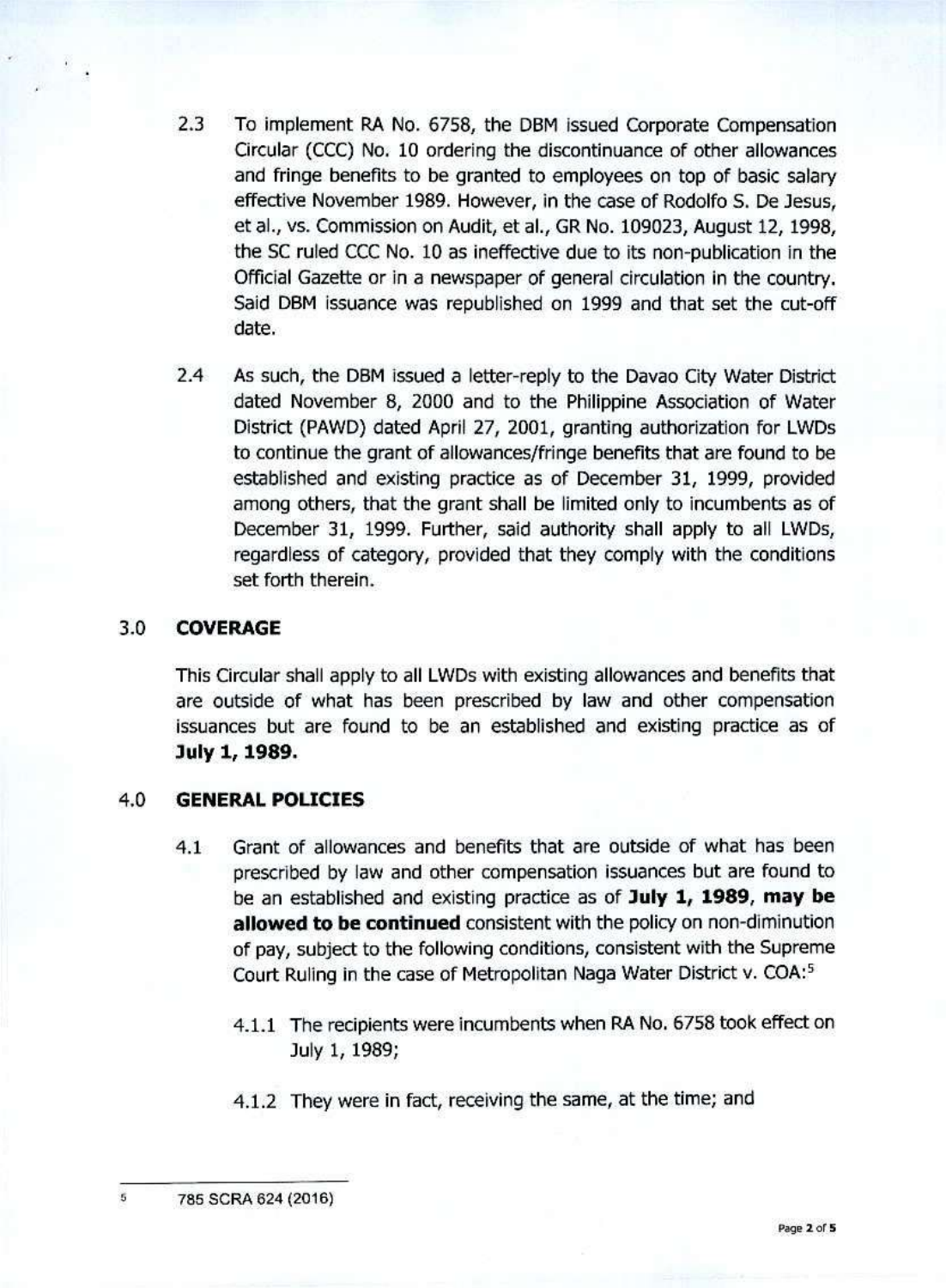2.3 To implement RA No. 6758, the DBM issued Corporate Compensation Circular (CCC) No. 10 ordering the discontinuance of other allowances and fringe benefits to be granted to employees on top of basic salary effective November 1989. However, in the case of Rodolfo S. De Jesus, et al., vs. Commission on Audit, et al., GR No. 109023, August 12, 1998, the SC ruled CCC No. 10 as ineffective due to its non-publication in the Official Gazette or in a newspaper of general circulation in the country. Said DBM issuance was republished on 1999 and that set the cut-off date.

2.4 As such, the DBM issued a letter-reply to the Davao City Water District dated November 8, 2000 and to the Philippine Association of Water District (PAWD) dated April 27, 2001, granting authorization for LWDs to continue the grant of allowances/fringe benefits that are found to be established and existing practice as of December 31, 1999, provided among others, that the grant shall be limited only to incumbents as of December 31, 1999. Further, said authority shall apply to all LWDs, regardless of category, provided that they comply with the conditions set forth therein.

## 3.0 COVERAGE

This Circular shall apply to all LWDs with existing allowances and benefits that are outside of what has been prescribed by law and other compensation issuances but are found to be an established and existing practice as of **July 1, 1989.**

## 4.0 GENERAL POLICIES

4.1 Grant of allowances and benefits that are outside of what has been prescribed by law and other compensation issuances but are found to be an established and existing practice as of **July 1, 1989, may be allowed to be continued** consistent with the policy on non-diminution of pay, subject to the following conditions, consistent with the Supreme Court Ruling in the case of Metropolitan Naga Water District v. COA:[5]

4.1.1 The recipients were incumbents when RA No. 6758 took effect on July 1, 1989;

4.1.2 They were in fact, receiving the same, at the time; and

---

[5] 785 SCRA 624 (2016)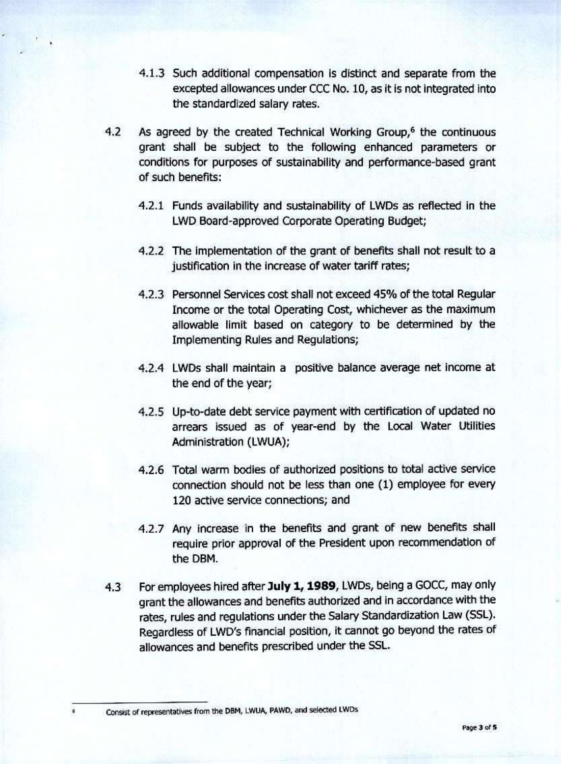4.1.3 Such additional compensation is distinct and separate from the excepted allowances under CCC No. 10, as it is not integrated into the standardized salary rates.

4.2 As agreed by the created Technical Working Group,[6] the continuous grant shall be subject to the following enhanced parameters or conditions for purposes of sustainability and performance-based grant of such benefits:

4.2.1 Funds availability and sustainability of LWDs as reflected in the LWD Board-approved Corporate Operating Budget;

4.2.2 The implementation of the grant of benefits shall not result to a justification in the increase of water tariff rates;

4.2.3 Personnel Services cost shall not exceed 45% of the total Regular Income or the total Operating Cost, whichever as the maximum allowable limit based on category to be determined by the Implementing Rules and Regulations;

4.2.4 LWDs shall maintain a positive balance average net income at the end of the year;

4.2.5 Up-to-date debt service payment with certification of updated no arrears issued as of year-end by the Local Water Utilities Administration (LWUA);

4.2.6 Total warm bodies of authorized positions to total active service connection should not be less than one (1) employee for every 120 active service connections; and

4.2.7 Any increase in the benefits and grant of new benefits shall require prior approval of the President upon recommendation of the DBM.

4.3 For employees hired after **July 1, 1989**, LWDs, being a GOCC, may only grant the allowances and benefits authorized and in accordance with the rates, rules and regulations under the Salary Standardization Law (SSL). Regardless of LWD's financial position, it cannot go beyond the rates of allowances and benefits prescribed under the SSL.

---

[6] Consist of representatives from the DBM, LWUA, PAWD, and selected LWDs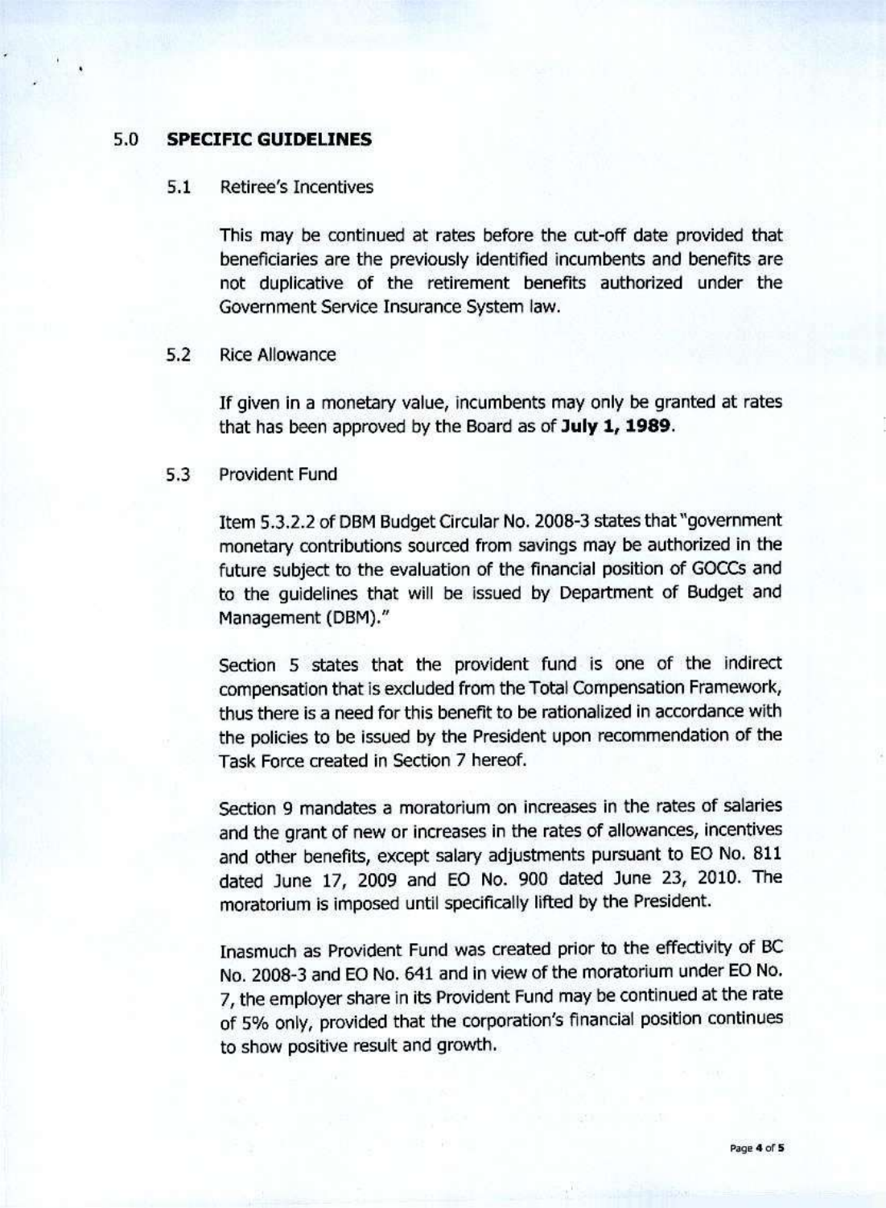## 5.0 SPECIFIC GUIDELINES

### 5.1 Retiree's Incentives

This may be continued at rates before the cut-off date provided that beneficiaries are the previously identified incumbents and benefits are not duplicative of the retirement benefits authorized under the Government Service Insurance System law.

### 5.2 Rice Allowance

If given in a monetary value, incumbents may only be granted at rates that has been approved by the Board as of **July 1, 1989**.

### 5.3 Provident Fund

Item 5.3.2.2 of DBM Budget Circular No. 2008-3 states that "government monetary contributions sourced from savings may be authorized in the future subject to the evaluation of the financial position of GOCCs and to the guidelines that will be issued by Department of Budget and Management (DBM)."

Section 5 states that the provident fund is one of the indirect compensation that is excluded from the Total Compensation Framework, thus there is a need for this benefit to be rationalized in accordance with the policies to be issued by the President upon recommendation of the Task Force created in Section 7 hereof.

Section 9 mandates a moratorium on increases in the rates of salaries and the grant of new or increases in the rates of allowances, incentives and other benefits, except salary adjustments pursuant to EO No. 811 dated June 17, 2009 and EO No. 900 dated June 23, 2010. The moratorium is imposed until specifically lifted by the President.

Inasmuch as Provident Fund was created prior to the effectivity of BC No. 2008-3 and EO No. 641 and in view of the moratorium under EO No. 7, the employer share in its Provident Fund may be continued at the rate of 5% only, provided that the corporation's financial position continues to show positive result and growth.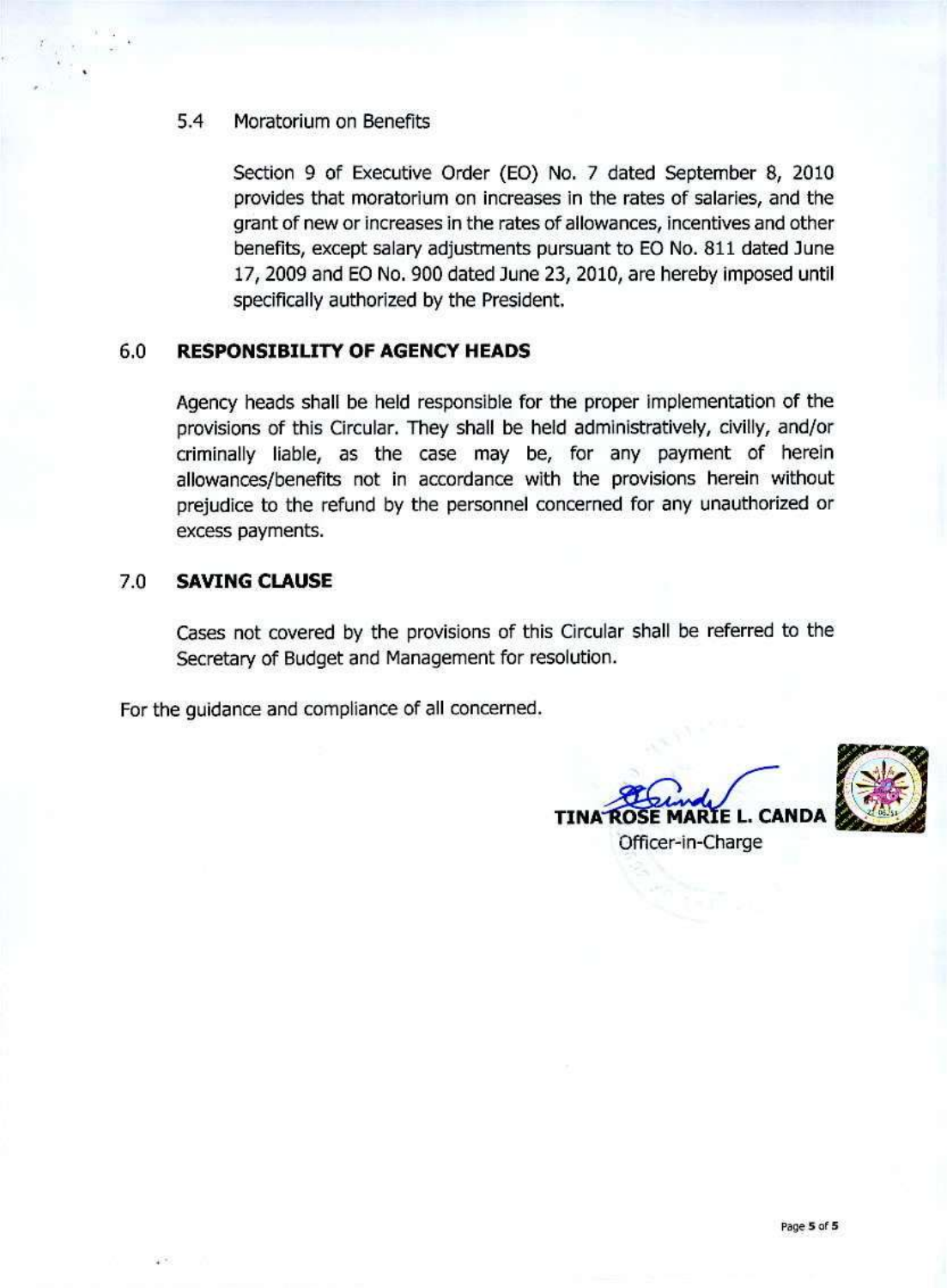5.4 Moratorium on Benefits

Section 9 of Executive Order (EO) No. 7 dated September 8, 2010 provides that moratorium on increases in the rates of salaries, and the grant of new or increases in the rates of allowances, incentives and other benefits, except salary adjustments pursuant to EO No. 811 dated June 17, 2009 and EO No. 900 dated June 23, 2010, are hereby imposed until specifically authorized by the President.

## 6.0 RESPONSIBILITY OF AGENCY HEADS

Agency heads shall be held responsible for the proper implementation of the provisions of this Circular. They shall be held administratively, civilly, and/or criminally liable, as the case may be, for any payment of herein allowances/benefits not in accordance with the provisions herein without prejudice to the refund by the personnel concerned for any unauthorized or excess payments.

## 7.0 SAVING CLAUSE

Cases not covered by the provisions of this Circular shall be referred to the Secretary of Budget and Management for resolution.

For the guidance and compliance of all concerned.

**TINA ROSE MARIE L. CANDA**
Officer-in-Charge